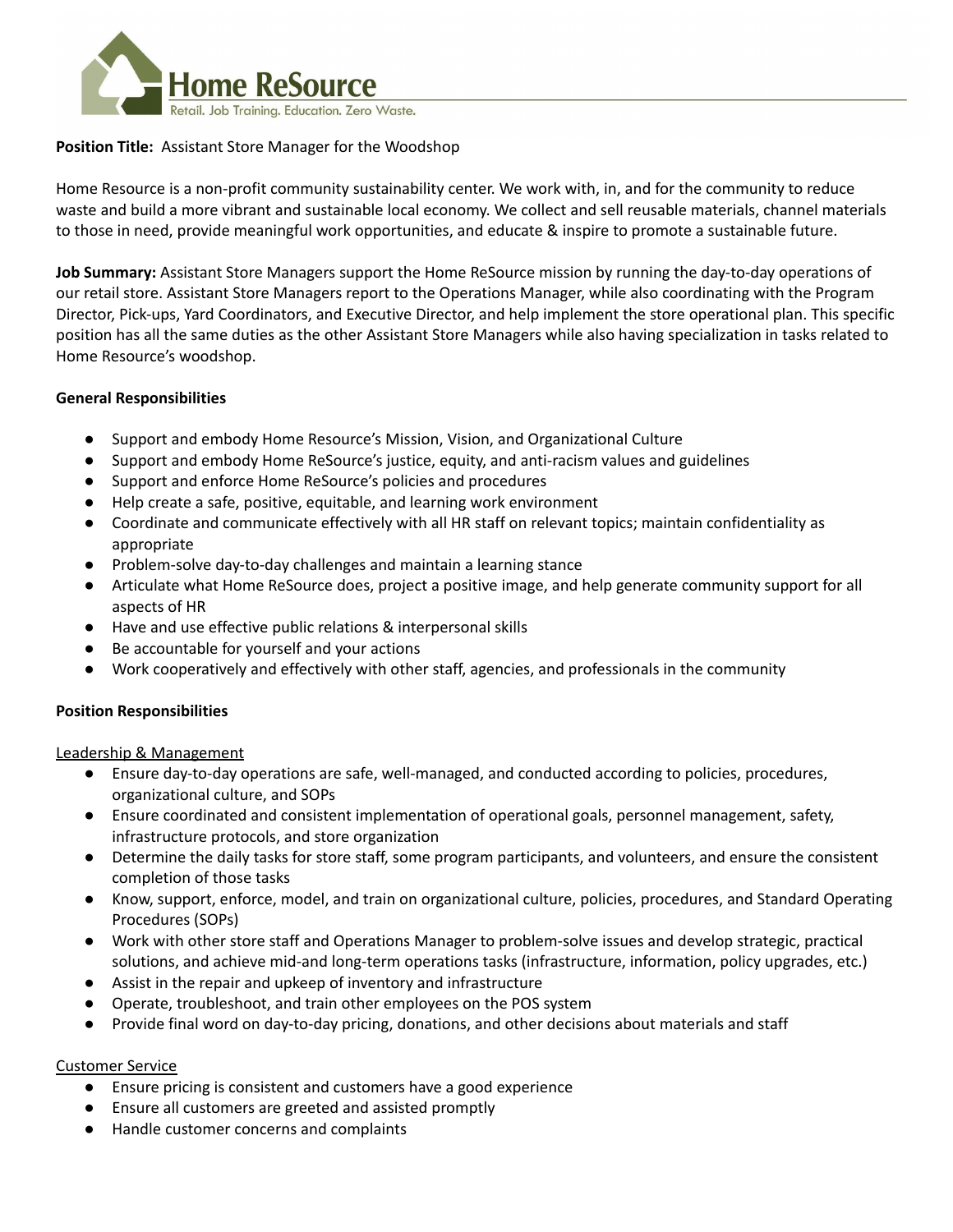# Home ReSource

Retail. Job Training. Education. Zero Waste.

**Position Title:** Assistant Store Manager for the Woodshop

Home Resource is a non-profit community sustainability center. We work with, in, and for the community to reduce waste and build a more vibrant and sustainable local economy. We collect and sell reusable materials, channel materials to those in need, provide meaningful work opportunities, and educate & inspire to promote a sustainable future.

**Job Summary:** Assistant Store Managers support the Home ReSource mission by running the day-to-day operations of our retail store. Assistant Store Managers report to the Operations Manager, while also coordinating with the Program Director, Pick-ups, Yard Coordinators, and Executive Director, and help implement the store operational plan. This specific position has all the same duties as the other Assistant Store Managers while also having specialization in tasks related to Home Resource's woodshop.

**General Responsibilities**

- Support and embody Home Resource's Mission, Vision, and Organizational Culture
- Support and embody Home ReSource's justice, equity, and anti-racism values and guidelines
- Support and enforce Home ReSource's policies and procedures
- Help create a safe, positive, equitable, and learning work environment
- Coordinate and communicate effectively with all HR staff on relevant topics; maintain confidentiality as appropriate
- Problem-solve day-to-day challenges and maintain a learning stance
- Articulate what Home ReSource does, project a positive image, and help generate community support for all aspects of HR
- Have and use effective public relations & interpersonal skills
- Be accountable for yourself and your actions
- Work cooperatively and effectively with other staff, agencies, and professionals in the community

**Position Responsibilities**

Leadership & Management

- Ensure day-to-day operations are safe, well-managed, and conducted according to policies, procedures, organizational culture, and SOPs
- Ensure coordinated and consistent implementation of operational goals, personnel management, safety, infrastructure protocols, and store organization
- Determine the daily tasks for store staff, some program participants, and volunteers, and ensure the consistent completion of those tasks
- Know, support, enforce, model, and train on organizational culture, policies, procedures, and Standard Operating Procedures (SOPs)
- Work with other store staff and Operations Manager to problem-solve issues and develop strategic, practical solutions, and achieve mid-and long-term operations tasks (infrastructure, information, policy upgrades, etc.)
- Assist in the repair and upkeep of inventory and infrastructure
- Operate, troubleshoot, and train other employees on the POS system
- Provide final word on day-to-day pricing, donations, and other decisions about materials and staff

Customer Service

- Ensure pricing is consistent and customers have a good experience
- Ensure all customers are greeted and assisted promptly
- Handle customer concerns and complaints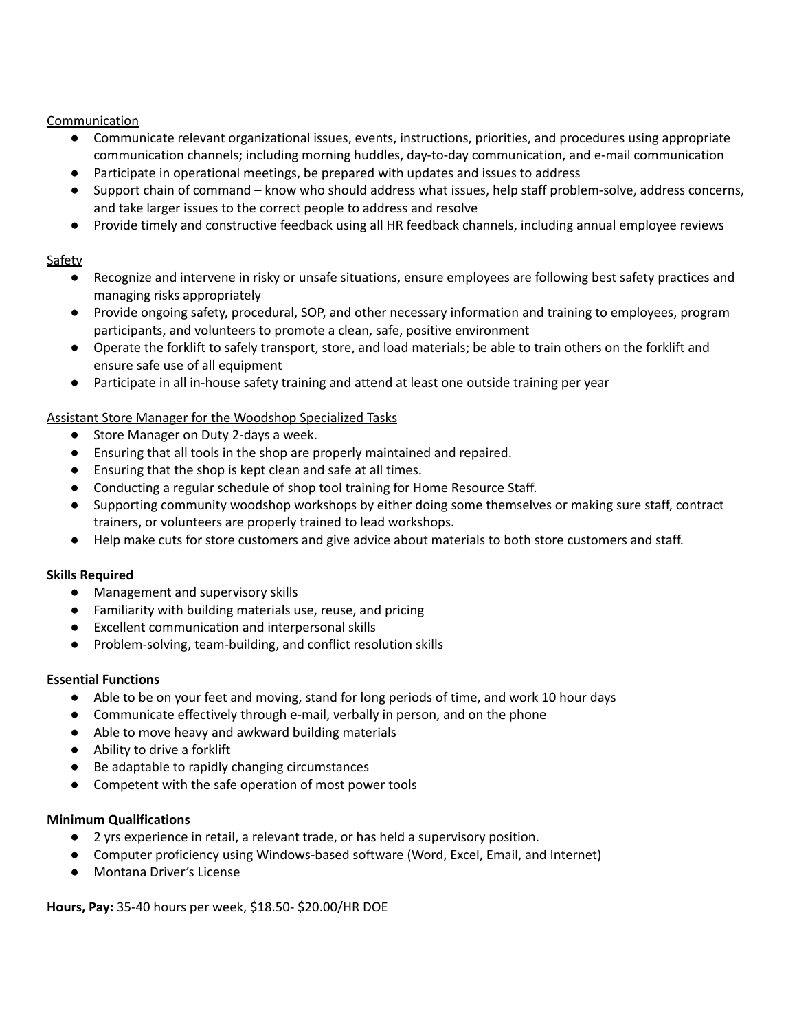<u>Communication</u>

- Communicate relevant organizational issues, events, instructions, priorities, and procedures using appropriate communication channels; including morning huddles, day-to-day communication, and e-mail communication
- Participate in operational meetings, be prepared with updates and issues to address
- Support chain of command – know who should address what issues, help staff problem-solve, address concerns, and take larger issues to the correct people to address and resolve
- Provide timely and constructive feedback using all HR feedback channels, including annual employee reviews

<u>Safety</u>

- Recognize and intervene in risky or unsafe situations, ensure employees are following best safety practices and managing risks appropriately
- Provide ongoing safety, procedural, SOP, and other necessary information and training to employees, program participants, and volunteers to promote a clean, safe, positive environment
- Operate the forklift to safely transport, store, and load materials; be able to train others on the forklift and ensure safe use of all equipment
- Participate in all in-house safety training and attend at least one outside training per year

<u>Assistant Store Manager for the Woodshop Specialized Tasks</u>

- Store Manager on Duty 2-days a week.
- Ensuring that all tools in the shop are properly maintained and repaired.
- Ensuring that the shop is kept clean and safe at all times.
- Conducting a regular schedule of shop tool training for Home Resource Staff.
- Supporting community woodshop workshops by either doing some themselves or making sure staff, contract trainers, or volunteers are properly trained to lead workshops.
- Help make cuts for store customers and give advice about materials to both store customers and staff.

**Skills Required**

- Management and supervisory skills
- Familiarity with building materials use, reuse, and pricing
- Excellent communication and interpersonal skills
- Problem-solving, team-building, and conflict resolution skills

**Essential Functions**

- Able to be on your feet and moving, stand for long periods of time, and work 10 hour days
- Communicate effectively through e-mail, verbally in person, and on the phone
- Able to move heavy and awkward building materials
- Ability to drive a forklift
- Be adaptable to rapidly changing circumstances
- Competent with the safe operation of most power tools

**Minimum Qualifications**

- 2 yrs experience in retail, a relevant trade, or has held a supervisory position.
- Computer proficiency using Windows-based software (Word, Excel, Email, and Internet)
- Montana Driver's License

**Hours, Pay:** 35-40 hours per week, $18.50- $20.00/HR DOE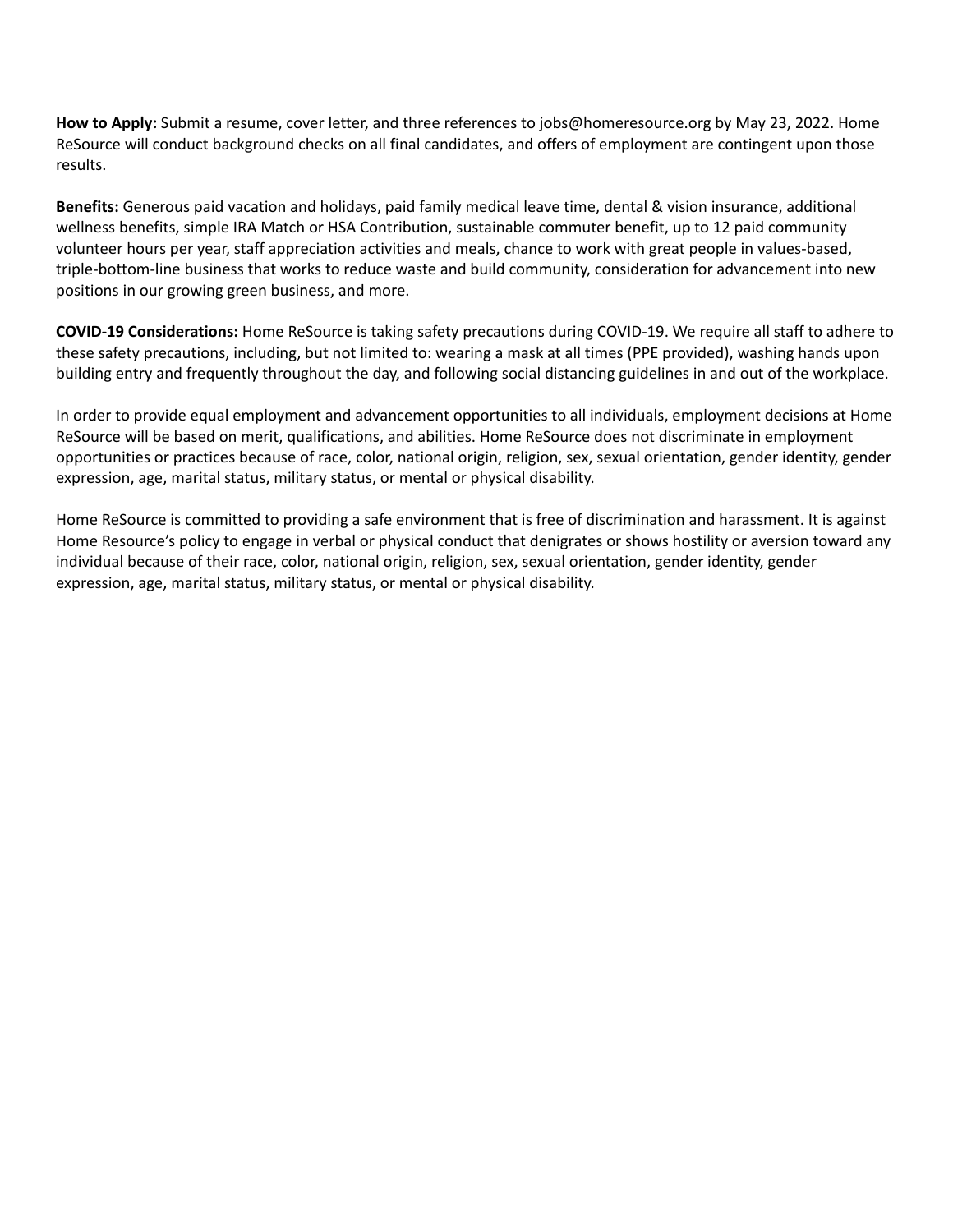**How to Apply:** Submit a resume, cover letter, and three references to jobs@homeresource.org by May 23, 2022. Home ReSource will conduct background checks on all final candidates, and offers of employment are contingent upon those results.

**Benefits:** Generous paid vacation and holidays, paid family medical leave time, dental & vision insurance, additional wellness benefits, simple IRA Match or HSA Contribution, sustainable commuter benefit, up to 12 paid community volunteer hours per year, staff appreciation activities and meals, chance to work with great people in values-based, triple-bottom-line business that works to reduce waste and build community, consideration for advancement into new positions in our growing green business, and more.

**COVID-19 Considerations:** Home ReSource is taking safety precautions during COVID-19. We require all staff to adhere to these safety precautions, including, but not limited to: wearing a mask at all times (PPE provided), washing hands upon building entry and frequently throughout the day, and following social distancing guidelines in and out of the workplace.

In order to provide equal employment and advancement opportunities to all individuals, employment decisions at Home ReSource will be based on merit, qualifications, and abilities. Home ReSource does not discriminate in employment opportunities or practices because of race, color, national origin, religion, sex, sexual orientation, gender identity, gender expression, age, marital status, military status, or mental or physical disability.

Home ReSource is committed to providing a safe environment that is free of discrimination and harassment. It is against Home Resource's policy to engage in verbal or physical conduct that denigrates or shows hostility or aversion toward any individual because of their race, color, national origin, religion, sex, sexual orientation, gender identity, gender expression, age, marital status, military status, or mental or physical disability.